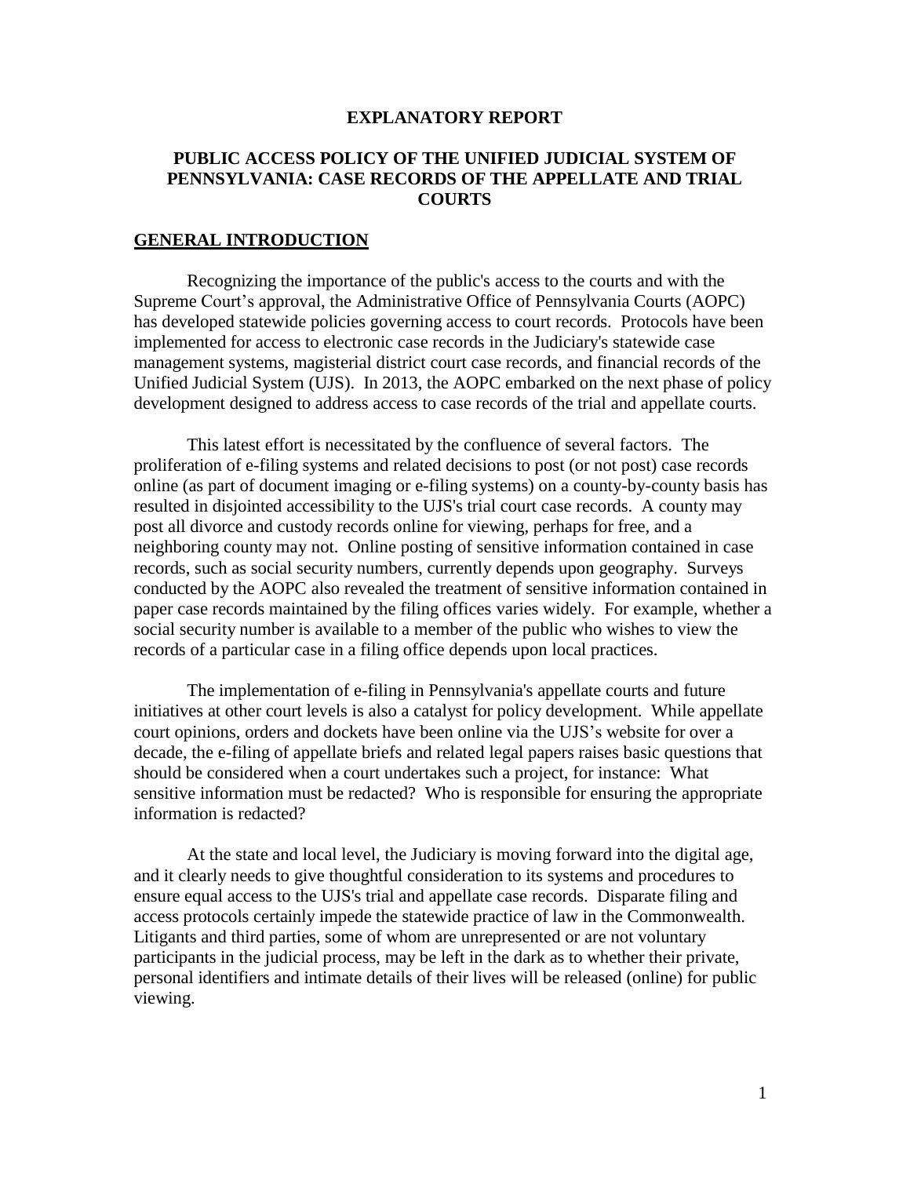# EXPLANATORY REPORT

## PUBLIC ACCESS POLICY OF THE UNIFIED JUDICIAL SYSTEM OF PENNSYLVANIA: CASE RECORDS OF THE APPELLATE AND TRIAL COURTS

### GENERAL INTRODUCTION

Recognizing the importance of the public's access to the courts and with the Supreme Court's approval, the Administrative Office of Pennsylvania Courts (AOPC) has developed statewide policies governing access to court records. Protocols have been implemented for access to electronic case records in the Judiciary's statewide case management systems, magisterial district court case records, and financial records of the Unified Judicial System (UJS). In 2013, the AOPC embarked on the next phase of policy development designed to address access to case records of the trial and appellate courts.

This latest effort is necessitated by the confluence of several factors. The proliferation of e-filing systems and related decisions to post (or not post) case records online (as part of document imaging or e-filing systems) on a county-by-county basis has resulted in disjointed accessibility to the UJS's trial court case records. A county may post all divorce and custody records online for viewing, perhaps for free, and a neighboring county may not. Online posting of sensitive information contained in case records, such as social security numbers, currently depends upon geography. Surveys conducted by the AOPC also revealed the treatment of sensitive information contained in paper case records maintained by the filing offices varies widely. For example, whether a social security number is available to a member of the public who wishes to view the records of a particular case in a filing office depends upon local practices.

The implementation of e-filing in Pennsylvania's appellate courts and future initiatives at other court levels is also a catalyst for policy development. While appellate court opinions, orders and dockets have been online via the UJS's website for over a decade, the e-filing of appellate briefs and related legal papers raises basic questions that should be considered when a court undertakes such a project, for instance: What sensitive information must be redacted? Who is responsible for ensuring the appropriate information is redacted?

At the state and local level, the Judiciary is moving forward into the digital age, and it clearly needs to give thoughtful consideration to its systems and procedures to ensure equal access to the UJS's trial and appellate case records. Disparate filing and access protocols certainly impede the statewide practice of law in the Commonwealth. Litigants and third parties, some of whom are unrepresented or are not voluntary participants in the judicial process, may be left in the dark as to whether their private, personal identifiers and intimate details of their lives will be released (online) for public viewing.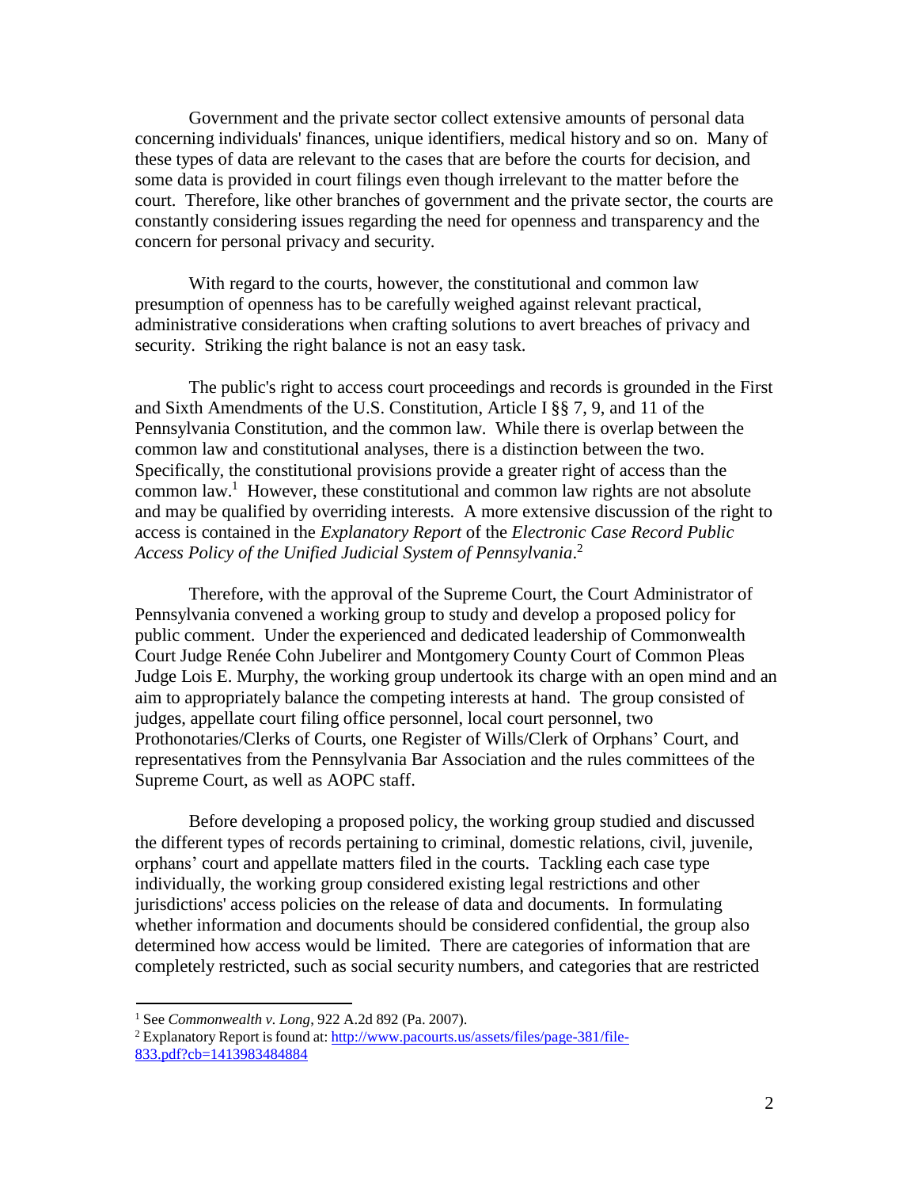Government and the private sector collect extensive amounts of personal data concerning individuals' finances, unique identifiers, medical history and so on. Many of these types of data are relevant to the cases that are before the courts for decision, and some data is provided in court filings even though irrelevant to the matter before the court. Therefore, like other branches of government and the private sector, the courts are constantly considering issues regarding the need for openness and transparency and the concern for personal privacy and security.

With regard to the courts, however, the constitutional and common law presumption of openness has to be carefully weighed against relevant practical, administrative considerations when crafting solutions to avert breaches of privacy and security. Striking the right balance is not an easy task.

The public's right to access court proceedings and records is grounded in the First and Sixth Amendments of the U.S. Constitution, Article I §§ 7, 9, and 11 of the Pennsylvania Constitution, and the common law. While there is overlap between the common law and constitutional analyses, there is a distinction between the two. Specifically, the constitutional provisions provide a greater right of access than the common law.[1] However, these constitutional and common law rights are not absolute and may be qualified by overriding interests. A more extensive discussion of the right to access is contained in the *Explanatory Report* of the *Electronic Case Record Public Access Policy of the Unified Judicial System of Pennsylvania*.[2]

Therefore, with the approval of the Supreme Court, the Court Administrator of Pennsylvania convened a working group to study and develop a proposed policy for public comment. Under the experienced and dedicated leadership of Commonwealth Court Judge Renée Cohn Jubelirer and Montgomery County Court of Common Pleas Judge Lois E. Murphy, the working group undertook its charge with an open mind and an aim to appropriately balance the competing interests at hand. The group consisted of judges, appellate court filing office personnel, local court personnel, two Prothonotaries/Clerks of Courts, one Register of Wills/Clerk of Orphans' Court, and representatives from the Pennsylvania Bar Association and the rules committees of the Supreme Court, as well as AOPC staff.

Before developing a proposed policy, the working group studied and discussed the different types of records pertaining to criminal, domestic relations, civil, juvenile, orphans' court and appellate matters filed in the courts. Tackling each case type individually, the working group considered existing legal restrictions and other jurisdictions' access policies on the release of data and documents. In formulating whether information and documents should be considered confidential, the group also determined how access would be limited. There are categories of information that are completely restricted, such as social security numbers, and categories that are restricted

---

[1] See *Commonwealth v. Long*, 922 A.2d 892 (Pa. 2007).

[2] Explanatory Report is found at: http://www.pacourts.us/assets/files/page-381/file-833.pdf?cb=1413983484884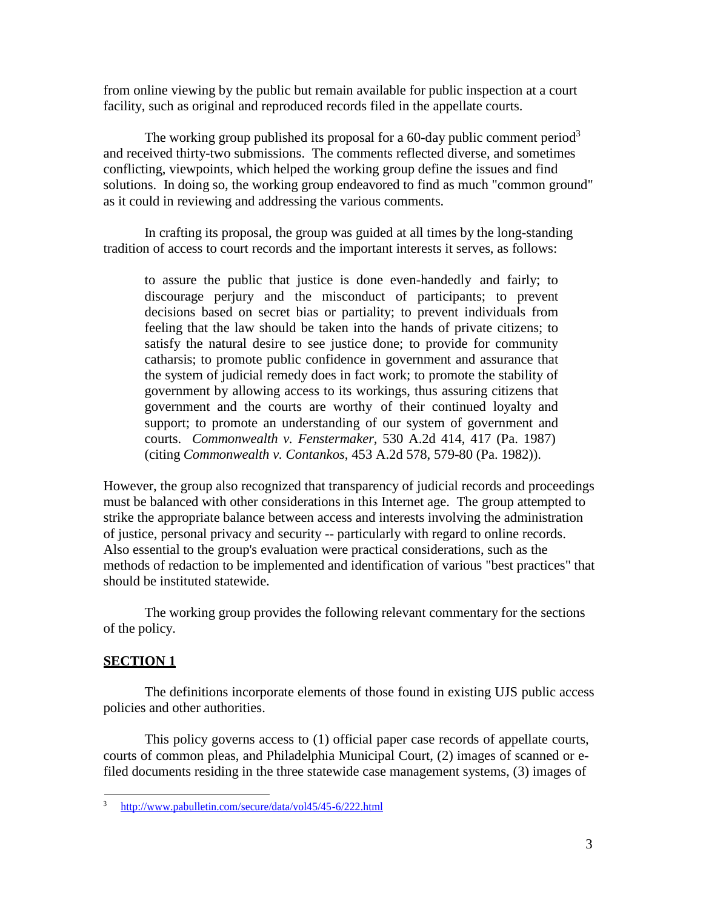from online viewing by the public but remain available for public inspection at a court facility, such as original and reproduced records filed in the appellate courts.

The working group published its proposal for a 60-day public comment period[3] and received thirty-two submissions. The comments reflected diverse, and sometimes conflicting, viewpoints, which helped the working group define the issues and find solutions. In doing so, the working group endeavored to find as much "common ground" as it could in reviewing and addressing the various comments.

In crafting its proposal, the group was guided at all times by the long-standing tradition of access to court records and the important interests it serves, as follows:

> to assure the public that justice is done even-handedly and fairly; to discourage perjury and the misconduct of participants; to prevent decisions based on secret bias or partiality; to prevent individuals from feeling that the law should be taken into the hands of private citizens; to satisfy the natural desire to see justice done; to provide for community catharsis; to promote public confidence in government and assurance that the system of judicial remedy does in fact work; to promote the stability of government by allowing access to its workings, thus assuring citizens that government and the courts are worthy of their continued loyalty and support; to promote an understanding of our system of government and courts. *Commonwealth v. Fenstermaker*, 530 A.2d 414, 417 (Pa. 1987) (citing *Commonwealth v. Contankos*, 453 A.2d 578, 579-80 (Pa. 1982)).

However, the group also recognized that transparency of judicial records and proceedings must be balanced with other considerations in this Internet age. The group attempted to strike the appropriate balance between access and interests involving the administration of justice, personal privacy and security -- particularly with regard to online records. Also essential to the group's evaluation were practical considerations, such as the methods of redaction to be implemented and identification of various "best practices" that should be instituted statewide.

The working group provides the following relevant commentary for the sections of the policy.

## SECTION 1

The definitions incorporate elements of those found in existing UJS public access policies and other authorities.

This policy governs access to (1) official paper case records of appellate courts, courts of common pleas, and Philadelphia Municipal Court, (2) images of scanned or e-filed documents residing in the three statewide case management systems, (3) images of

---

[3] http://www.pabulletin.com/secure/data/vol45/45-6/222.html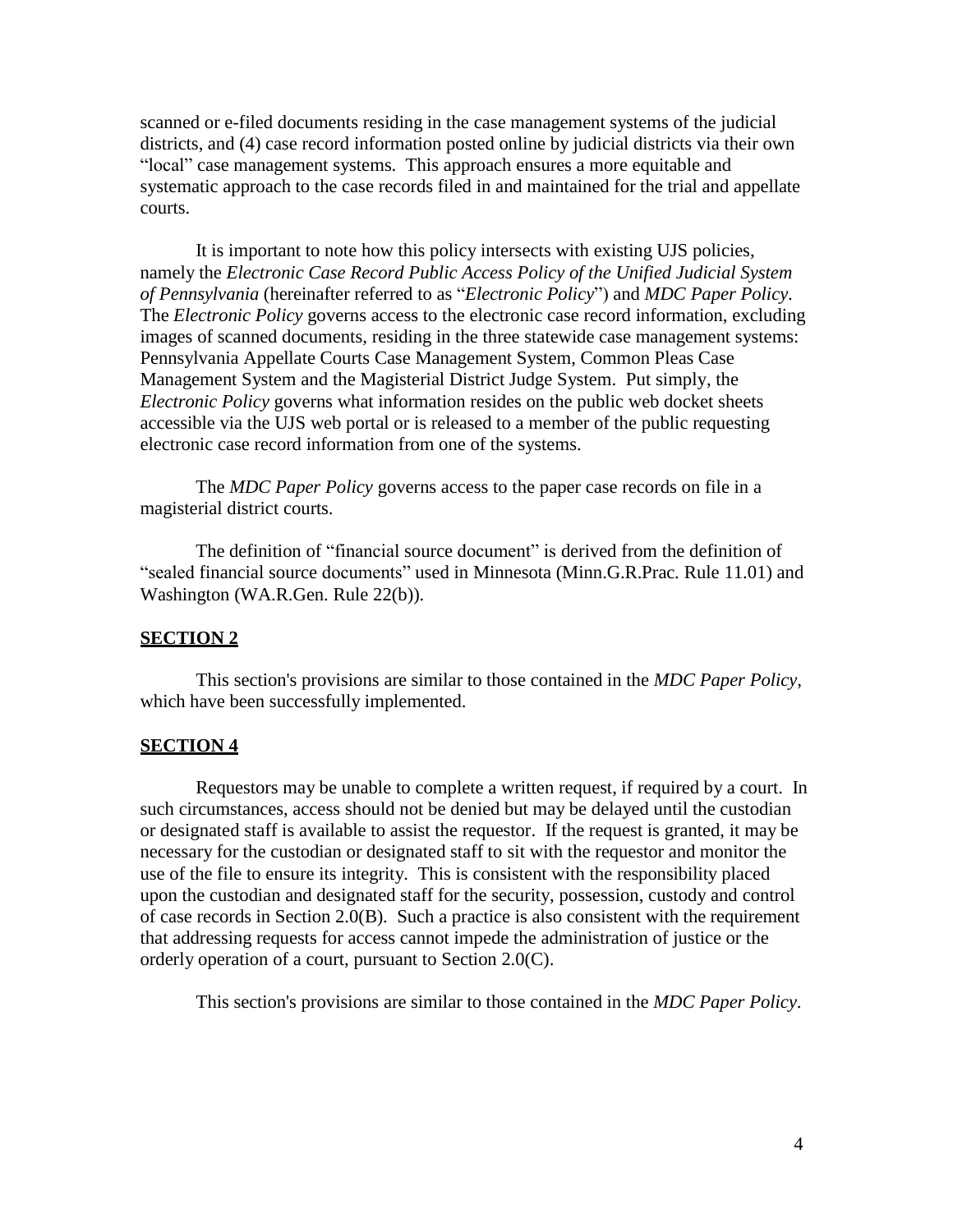scanned or e-filed documents residing in the case management systems of the judicial districts, and (4) case record information posted online by judicial districts via their own "local" case management systems. This approach ensures a more equitable and systematic approach to the case records filed in and maintained for the trial and appellate courts.

It is important to note how this policy intersects with existing UJS policies, namely the *Electronic Case Record Public Access Policy of the Unified Judicial System of Pennsylvania* (hereinafter referred to as "*Electronic Policy*") and *MDC Paper Policy*. The *Electronic Policy* governs access to the electronic case record information, excluding images of scanned documents, residing in the three statewide case management systems: Pennsylvania Appellate Courts Case Management System, Common Pleas Case Management System and the Magisterial District Judge System. Put simply, the *Electronic Policy* governs what information resides on the public web docket sheets accessible via the UJS web portal or is released to a member of the public requesting electronic case record information from one of the systems.

The *MDC Paper Policy* governs access to the paper case records on file in a magisterial district courts.

The definition of "financial source document" is derived from the definition of "sealed financial source documents" used in Minnesota (Minn.G.R.Prac. Rule 11.01) and Washington (WA.R.Gen. Rule 22(b)).

## SECTION 2

This section's provisions are similar to those contained in the *MDC Paper Policy,* which have been successfully implemented.

## SECTION 4

Requestors may be unable to complete a written request, if required by a court. In such circumstances, access should not be denied but may be delayed until the custodian or designated staff is available to assist the requestor. If the request is granted, it may be necessary for the custodian or designated staff to sit with the requestor and monitor the use of the file to ensure its integrity. This is consistent with the responsibility placed upon the custodian and designated staff for the security, possession, custody and control of case records in Section 2.0(B). Such a practice is also consistent with the requirement that addressing requests for access cannot impede the administration of justice or the orderly operation of a court, pursuant to Section 2.0(C).

This section's provisions are similar to those contained in the *MDC Paper Policy*.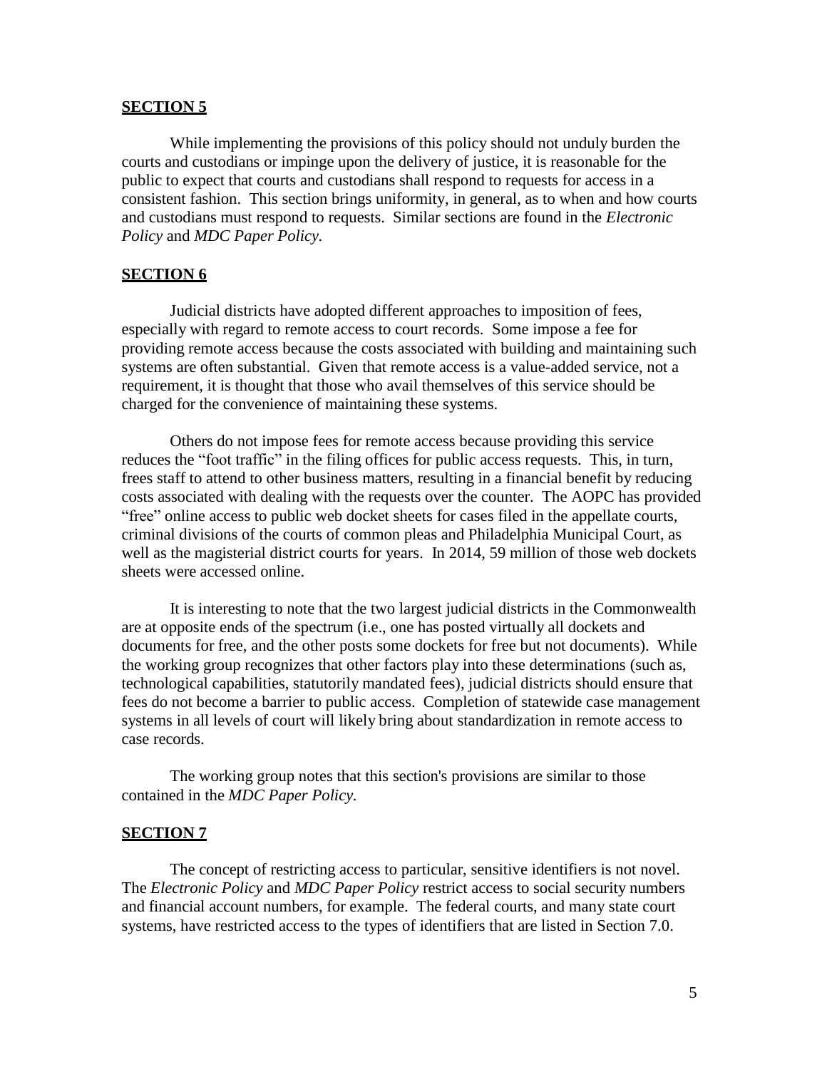**SECTION 5**

While implementing the provisions of this policy should not unduly burden the courts and custodians or impinge upon the delivery of justice, it is reasonable for the public to expect that courts and custodians shall respond to requests for access in a consistent fashion. This section brings uniformity, in general, as to when and how courts and custodians must respond to requests. Similar sections are found in the *Electronic Policy* and *MDC Paper Policy.*

**SECTION 6**

Judicial districts have adopted different approaches to imposition of fees, especially with regard to remote access to court records. Some impose a fee for providing remote access because the costs associated with building and maintaining such systems are often substantial. Given that remote access is a value-added service, not a requirement, it is thought that those who avail themselves of this service should be charged for the convenience of maintaining these systems.

Others do not impose fees for remote access because providing this service reduces the "foot traffic" in the filing offices for public access requests. This, in turn, frees staff to attend to other business matters, resulting in a financial benefit by reducing costs associated with dealing with the requests over the counter. The AOPC has provided "free" online access to public web docket sheets for cases filed in the appellate courts, criminal divisions of the courts of common pleas and Philadelphia Municipal Court, as well as the magisterial district courts for years. In 2014, 59 million of those web dockets sheets were accessed online.

It is interesting to note that the two largest judicial districts in the Commonwealth are at opposite ends of the spectrum (i.e., one has posted virtually all dockets and documents for free, and the other posts some dockets for free but not documents). While the working group recognizes that other factors play into these determinations (such as, technological capabilities, statutorily mandated fees), judicial districts should ensure that fees do not become a barrier to public access. Completion of statewide case management systems in all levels of court will likely bring about standardization in remote access to case records.

The working group notes that this section's provisions are similar to those contained in the *MDC Paper Policy.*

**SECTION 7**

The concept of restricting access to particular, sensitive identifiers is not novel. The *Electronic Policy* and *MDC Paper Policy* restrict access to social security numbers and financial account numbers, for example. The federal courts, and many state court systems, have restricted access to the types of identifiers that are listed in Section 7.0.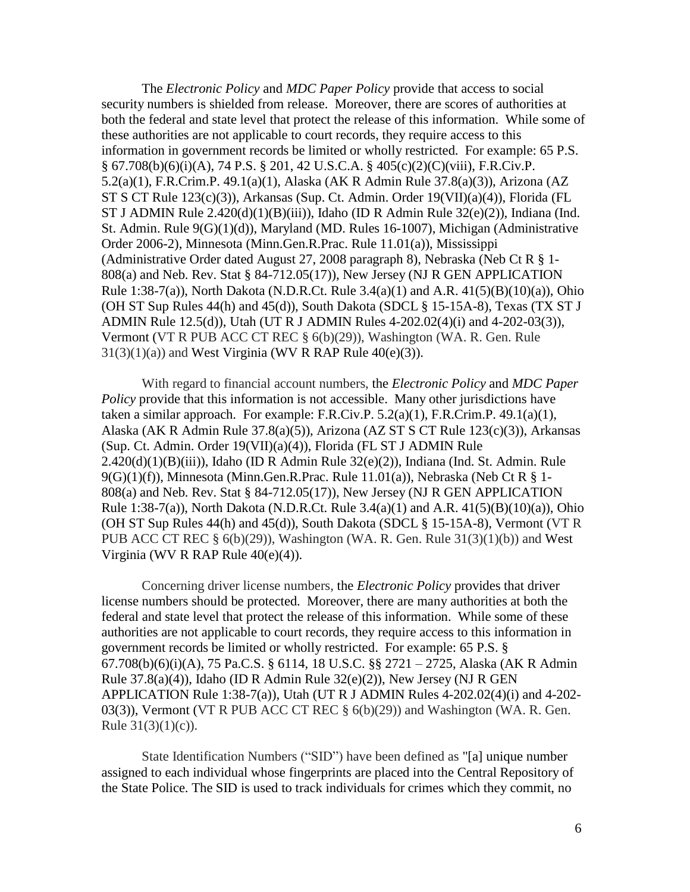The *Electronic Policy* and *MDC Paper Policy* provide that access to social security numbers is shielded from release. Moreover, there are scores of authorities at both the federal and state level that protect the release of this information. While some of these authorities are not applicable to court records, they require access to this information in government records be limited or wholly restricted. For example: 65 P.S. § 67.708(b)(6)(i)(A), 74 P.S. § 201, 42 U.S.C.A. § 405(c)(2)(C)(viii), F.R.Civ.P. 5.2(a)(1), F.R.Crim.P. 49.1(a)(1), Alaska (AK R Admin Rule 37.8(a)(3)), Arizona (AZ ST S CT Rule 123(c)(3)), Arkansas (Sup. Ct. Admin. Order 19(VII)(a)(4)), Florida (FL ST J ADMIN Rule 2.420(d)(1)(B)(iii)), Idaho (ID R Admin Rule 32(e)(2)), Indiana (Ind. St. Admin. Rule 9(G)(1)(d)), Maryland (MD. Rules 16-1007), Michigan (Administrative Order 2006-2), Minnesota (Minn.Gen.R.Prac. Rule 11.01(a)), Mississippi (Administrative Order dated August 27, 2008 paragraph 8), Nebraska (Neb Ct R § 1-808(a) and Neb. Rev. Stat § 84-712.05(17)), New Jersey (NJ R GEN APPLICATION Rule 1:38-7(a)), North Dakota (N.D.R.Ct. Rule 3.4(a)(1) and A.R. 41(5)(B)(10)(a)), Ohio (OH ST Sup Rules 44(h) and 45(d)), South Dakota (SDCL § 15-15A-8), Texas (TX ST J ADMIN Rule 12.5(d)), Utah (UT R J ADMIN Rules 4-202.02(4)(i) and 4-202-03(3)), Vermont (VT R PUB ACC CT REC § 6(b)(29)), Washington (WA. R. Gen. Rule 31(3)(1)(a)) and West Virginia (WV R RAP Rule 40(e)(3)).

With regard to financial account numbers, the *Electronic Policy* and *MDC Paper Policy* provide that this information is not accessible. Many other jurisdictions have taken a similar approach. For example: F.R.Civ.P. 5.2(a)(1), F.R.Crim.P. 49.1(a)(1), Alaska (AK R Admin Rule 37.8(a)(5)), Arizona (AZ ST S CT Rule 123(c)(3)), Arkansas (Sup. Ct. Admin. Order 19(VII)(a)(4)), Florida (FL ST J ADMIN Rule 2.420(d)(1)(B)(iii)), Idaho (ID R Admin Rule 32(e)(2)), Indiana (Ind. St. Admin. Rule 9(G)(1)(f)), Minnesota (Minn.Gen.R.Prac. Rule 11.01(a)), Nebraska (Neb Ct R § 1-808(a) and Neb. Rev. Stat § 84-712.05(17)), New Jersey (NJ R GEN APPLICATION Rule 1:38-7(a)), North Dakota (N.D.R.Ct. Rule 3.4(a)(1) and A.R. 41(5)(B)(10)(a)), Ohio (OH ST Sup Rules 44(h) and 45(d)), South Dakota (SDCL § 15-15A-8), Vermont (VT R PUB ACC CT REC § 6(b)(29)), Washington (WA. R. Gen. Rule 31(3)(1)(b)) and West Virginia (WV R RAP Rule 40(e)(4)).

Concerning driver license numbers, the *Electronic Policy* provides that driver license numbers should be protected. Moreover, there are many authorities at both the federal and state level that protect the release of this information. While some of these authorities are not applicable to court records, they require access to this information in government records be limited or wholly restricted. For example: 65 P.S. § 67.708(b)(6)(i)(A), 75 Pa.C.S. § 6114, 18 U.S.C. §§ 2721 – 2725, Alaska (AK R Admin Rule 37.8(a)(4)), Idaho (ID R Admin Rule 32(e)(2)), New Jersey (NJ R GEN APPLICATION Rule 1:38-7(a)), Utah (UT R J ADMIN Rules 4-202.02(4)(i) and 4-202-03(3)), Vermont (VT R PUB ACC CT REC § 6(b)(29)) and Washington (WA. R. Gen. Rule 31(3)(1)(c)).

State Identification Numbers ("SID") have been defined as "[a] unique number assigned to each individual whose fingerprints are placed into the Central Repository of the State Police. The SID is used to track individuals for crimes which they commit, no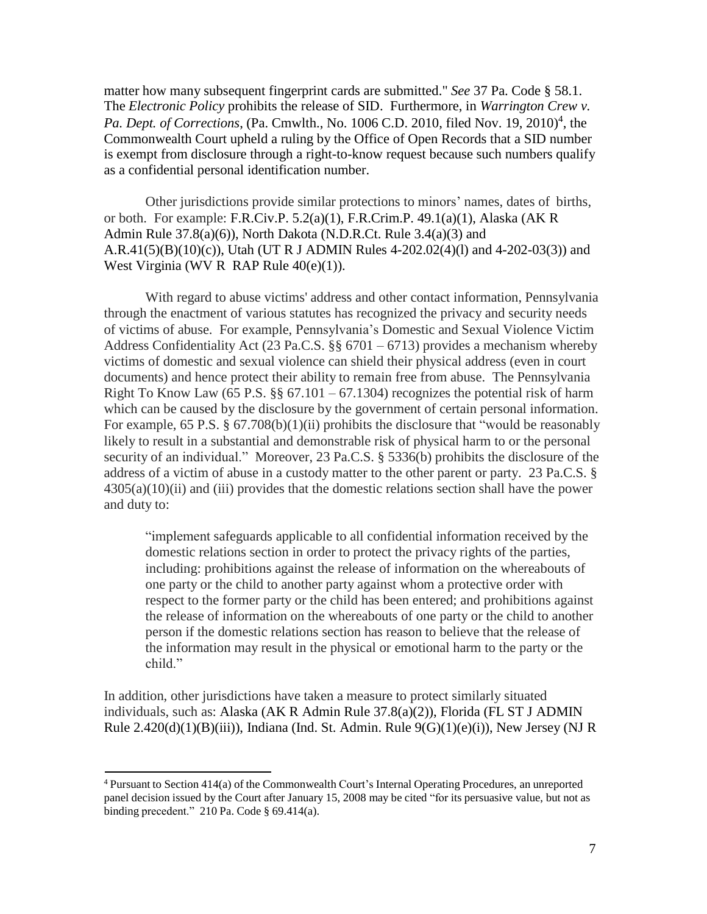matter how many subsequent fingerprint cards are submitted." *See* 37 Pa. Code § 58.1. The *Electronic Policy* prohibits the release of SID. Furthermore, in *Warrington Crew v. Pa. Dept. of Corrections*, (Pa. Cmwlth., No. 1006 C.D. 2010, filed Nov. 19, 2010)[4], the Commonwealth Court upheld a ruling by the Office of Open Records that a SID number is exempt from disclosure through a right-to-know request because such numbers qualify as a confidential personal identification number.

Other jurisdictions provide similar protections to minors' names, dates of births, or both. For example: F.R.Civ.P. 5.2(a)(1), F.R.Crim.P. 49.1(a)(1), Alaska (AK R Admin Rule 37.8(a)(6)), North Dakota (N.D.R.Ct. Rule 3.4(a)(3) and A.R.41(5)(B)(10)(c)), Utah (UT R J ADMIN Rules 4-202.02(4)(l) and 4-202-03(3)) and West Virginia (WV R RAP Rule 40(e)(1)).

With regard to abuse victims' address and other contact information, Pennsylvania through the enactment of various statutes has recognized the privacy and security needs of victims of abuse. For example, Pennsylvania's Domestic and Sexual Violence Victim Address Confidentiality Act (23 Pa.C.S. §§ 6701 – 6713) provides a mechanism whereby victims of domestic and sexual violence can shield their physical address (even in court documents) and hence protect their ability to remain free from abuse. The Pennsylvania Right To Know Law (65 P.S. §§ 67.101 – 67.1304) recognizes the potential risk of harm which can be caused by the disclosure by the government of certain personal information. For example, 65 P.S. § 67.708(b)(1)(ii) prohibits the disclosure that "would be reasonably likely to result in a substantial and demonstrable risk of physical harm to or the personal security of an individual." Moreover, 23 Pa.C.S. § 5336(b) prohibits the disclosure of the address of a victim of abuse in a custody matter to the other parent or party. 23 Pa.C.S. § 4305(a)(10)(ii) and (iii) provides that the domestic relations section shall have the power and duty to:

> "implement safeguards applicable to all confidential information received by the domestic relations section in order to protect the privacy rights of the parties, including: prohibitions against the release of information on the whereabouts of one party or the child to another party against whom a protective order with respect to the former party or the child has been entered; and prohibitions against the release of information on the whereabouts of one party or the child to another person if the domestic relations section has reason to believe that the release of the information may result in the physical or emotional harm to the party or the child."

In addition, other jurisdictions have taken a measure to protect similarly situated individuals, such as: Alaska (AK R Admin Rule 37.8(a)(2)), Florida (FL ST J ADMIN Rule 2.420(d)(1)(B)(iii)), Indiana (Ind. St. Admin. Rule 9(G)(1)(e)(i)), New Jersey (NJ R

---

[4] Pursuant to Section 414(a) of the Commonwealth Court's Internal Operating Procedures, an unreported panel decision issued by the Court after January 15, 2008 may be cited "for its persuasive value, but not as binding precedent." 210 Pa. Code § 69.414(a).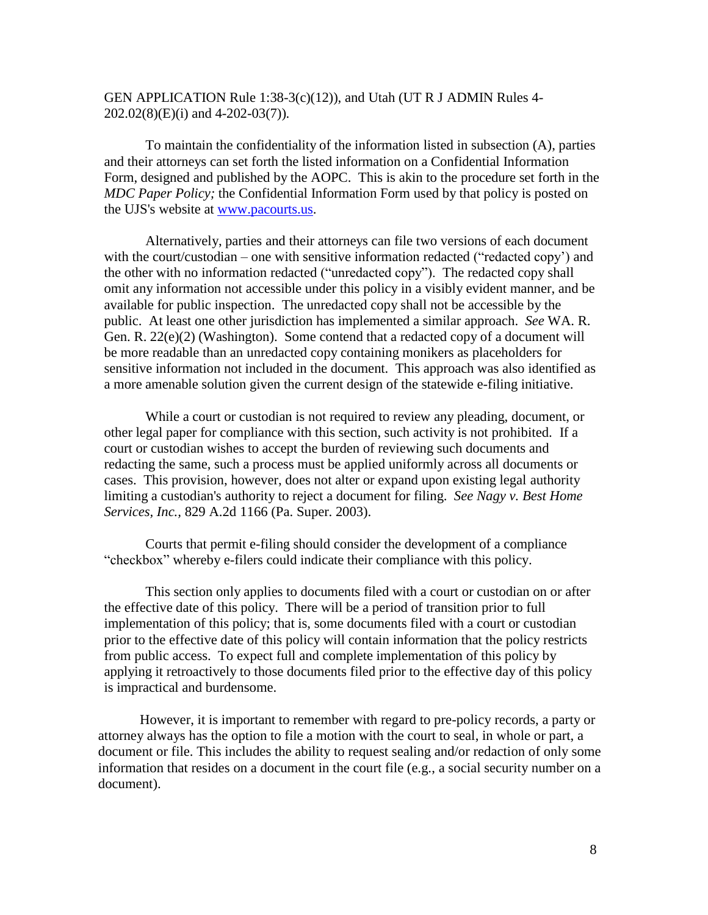GEN APPLICATION Rule 1:38-3(c)(12)), and Utah (UT R J ADMIN Rules 4-202.02(8)(E)(i) and 4-202-03(7)).

To maintain the confidentiality of the information listed in subsection (A), parties and their attorneys can set forth the listed information on a Confidential Information Form, designed and published by the AOPC. This is akin to the procedure set forth in the *MDC Paper Policy;* the Confidential Information Form used by that policy is posted on the UJS's website at [www.pacourts.us](www.pacourts.us).

Alternatively, parties and their attorneys can file two versions of each document with the court/custodian – one with sensitive information redacted ("redacted copy') and the other with no information redacted ("unredacted copy"). The redacted copy shall omit any information not accessible under this policy in a visibly evident manner, and be available for public inspection. The unredacted copy shall not be accessible by the public. At least one other jurisdiction has implemented a similar approach. *See* WA. R. Gen. R. 22(e)(2) (Washington). Some contend that a redacted copy of a document will be more readable than an unredacted copy containing monikers as placeholders for sensitive information not included in the document. This approach was also identified as a more amenable solution given the current design of the statewide e-filing initiative.

While a court or custodian is not required to review any pleading, document, or other legal paper for compliance with this section, such activity is not prohibited. If a court or custodian wishes to accept the burden of reviewing such documents and redacting the same, such a process must be applied uniformly across all documents or cases. This provision, however, does not alter or expand upon existing legal authority limiting a custodian's authority to reject a document for filing. *See Nagy v. Best Home Services, Inc.,* 829 A.2d 1166 (Pa. Super. 2003).

Courts that permit e-filing should consider the development of a compliance "checkbox" whereby e-filers could indicate their compliance with this policy.

This section only applies to documents filed with a court or custodian on or after the effective date of this policy. There will be a period of transition prior to full implementation of this policy; that is, some documents filed with a court or custodian prior to the effective date of this policy will contain information that the policy restricts from public access. To expect full and complete implementation of this policy by applying it retroactively to those documents filed prior to the effective day of this policy is impractical and burdensome.

However, it is important to remember with regard to pre-policy records, a party or attorney always has the option to file a motion with the court to seal, in whole or part, a document or file. This includes the ability to request sealing and/or redaction of only some information that resides on a document in the court file (e.g., a social security number on a document).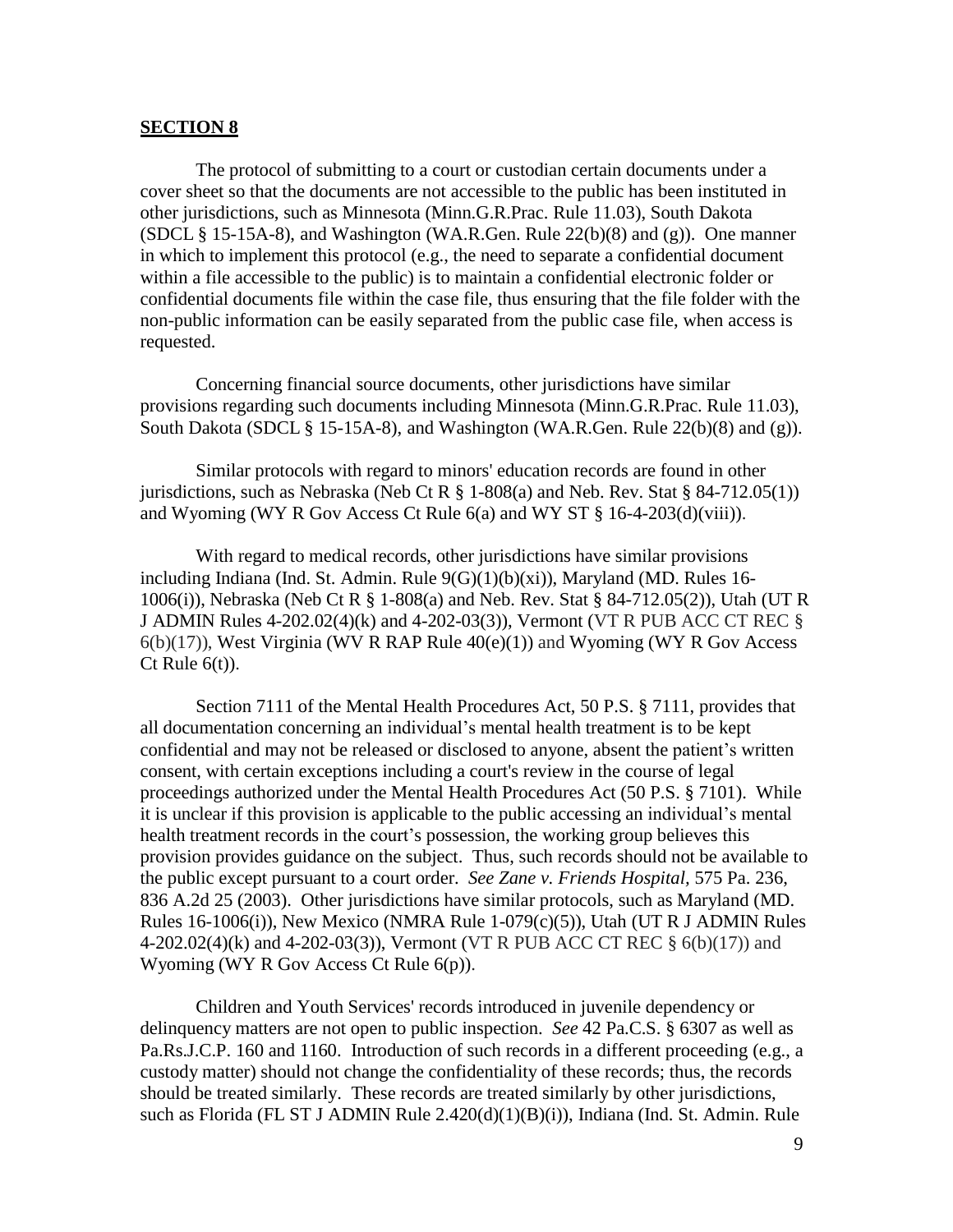**SECTION 8**

The protocol of submitting to a court or custodian certain documents under a cover sheet so that the documents are not accessible to the public has been instituted in other jurisdictions, such as Minnesota (Minn.G.R.Prac. Rule 11.03), South Dakota (SDCL § 15-15A-8), and Washington (WA.R.Gen. Rule 22(b)(8) and (g)). One manner in which to implement this protocol (e.g., the need to separate a confidential document within a file accessible to the public) is to maintain a confidential electronic folder or confidential documents file within the case file, thus ensuring that the file folder with the non-public information can be easily separated from the public case file, when access is requested.

Concerning financial source documents, other jurisdictions have similar provisions regarding such documents including Minnesota (Minn.G.R.Prac. Rule 11.03), South Dakota (SDCL § 15-15A-8), and Washington (WA.R.Gen. Rule 22(b)(8) and (g)).

Similar protocols with regard to minors' education records are found in other jurisdictions, such as Nebraska (Neb Ct R § 1-808(a) and Neb. Rev. Stat § 84-712.05(1)) and Wyoming (WY R Gov Access Ct Rule 6(a) and WY ST § 16-4-203(d)(viii)).

With regard to medical records, other jurisdictions have similar provisions including Indiana (Ind. St. Admin. Rule 9(G)(1)(b)(xi)), Maryland (MD. Rules 16-1006(i)), Nebraska (Neb Ct R § 1-808(a) and Neb. Rev. Stat § 84-712.05(2)), Utah (UT R J ADMIN Rules 4-202.02(4)(k) and 4-202-03(3)), Vermont (VT R PUB ACC CT REC § 6(b)(17)), West Virginia (WV R RAP Rule 40(e)(1)) and Wyoming (WY R Gov Access Ct Rule 6(t)).

Section 7111 of the Mental Health Procedures Act, 50 P.S. § 7111, provides that all documentation concerning an individual's mental health treatment is to be kept confidential and may not be released or disclosed to anyone, absent the patient's written consent, with certain exceptions including a court's review in the course of legal proceedings authorized under the Mental Health Procedures Act (50 P.S. § 7101). While it is unclear if this provision is applicable to the public accessing an individual's mental health treatment records in the court's possession, the working group believes this provision provides guidance on the subject. Thus, such records should not be available to the public except pursuant to a court order. *See Zane v. Friends Hospital*, 575 Pa. 236, 836 A.2d 25 (2003). Other jurisdictions have similar protocols, such as Maryland (MD. Rules 16-1006(i)), New Mexico (NMRA Rule 1-079(c)(5)), Utah (UT R J ADMIN Rules 4-202.02(4)(k) and 4-202-03(3)), Vermont (VT R PUB ACC CT REC § 6(b)(17)) and Wyoming (WY R Gov Access Ct Rule 6(p)).

Children and Youth Services' records introduced in juvenile dependency or delinquency matters are not open to public inspection. *See* 42 Pa.C.S. § 6307 as well as Pa.Rs.J.C.P. 160 and 1160. Introduction of such records in a different proceeding (e.g., a custody matter) should not change the confidentiality of these records; thus, the records should be treated similarly. These records are treated similarly by other jurisdictions, such as Florida (FL ST J ADMIN Rule 2.420(d)(1)(B)(i)), Indiana (Ind. St. Admin. Rule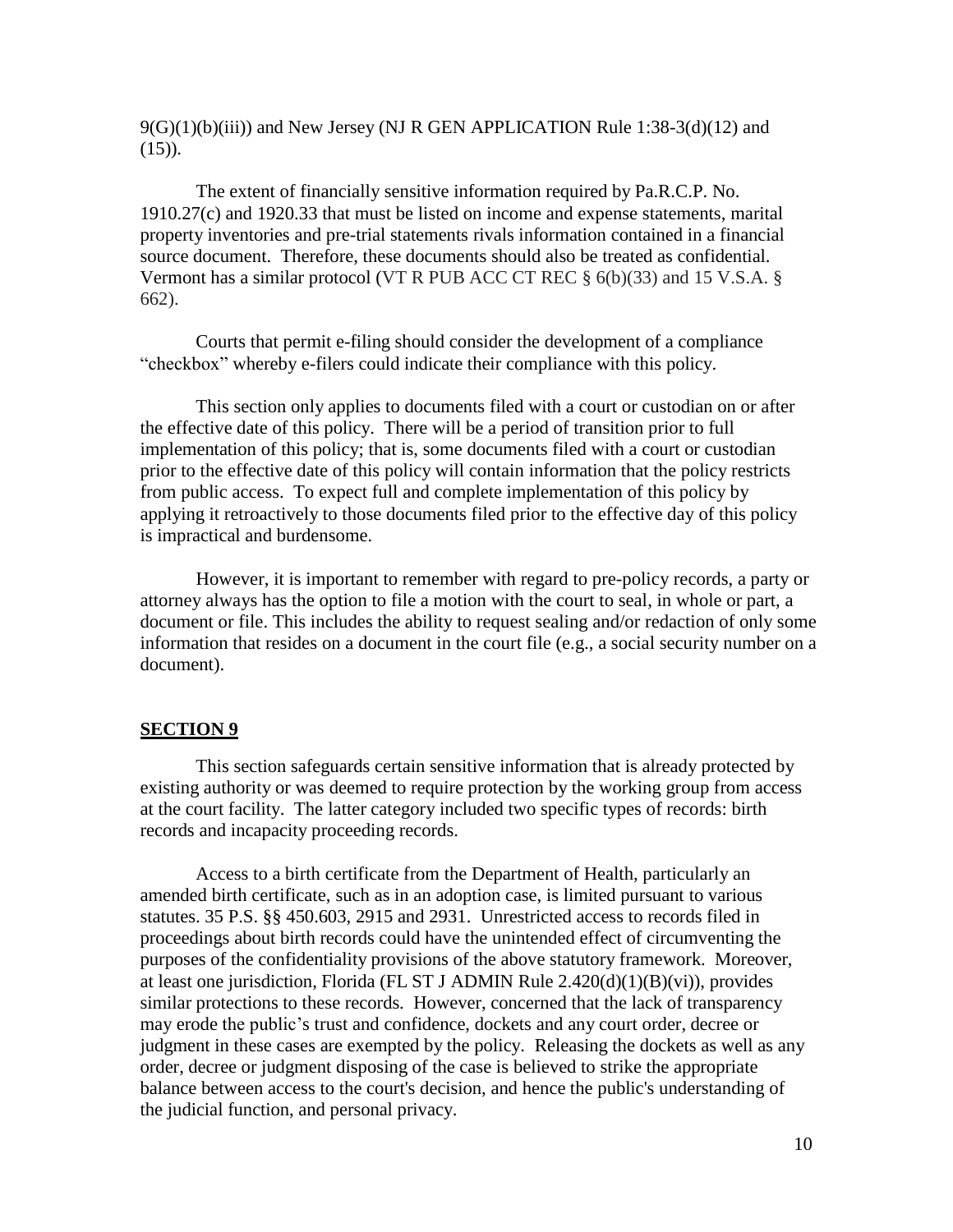9(G)(1)(b)(iii)) and New Jersey (NJ R GEN APPLICATION Rule 1:38-3(d)(12) and (15)).

The extent of financially sensitive information required by Pa.R.C.P. No. 1910.27(c) and 1920.33 that must be listed on income and expense statements, marital property inventories and pre-trial statements rivals information contained in a financial source document. Therefore, these documents should also be treated as confidential. Vermont has a similar protocol (VT R PUB ACC CT REC § 6(b)(33) and 15 V.S.A. § 662).

Courts that permit e-filing should consider the development of a compliance "checkbox" whereby e-filers could indicate their compliance with this policy.

This section only applies to documents filed with a court or custodian on or after the effective date of this policy. There will be a period of transition prior to full implementation of this policy; that is, some documents filed with a court or custodian prior to the effective date of this policy will contain information that the policy restricts from public access. To expect full and complete implementation of this policy by applying it retroactively to those documents filed prior to the effective day of this policy is impractical and burdensome.

However, it is important to remember with regard to pre-policy records, a party or attorney always has the option to file a motion with the court to seal, in whole or part, a document or file. This includes the ability to request sealing and/or redaction of only some information that resides on a document in the court file (e.g., a social security number on a document).

## SECTION 9

This section safeguards certain sensitive information that is already protected by existing authority or was deemed to require protection by the working group from access at the court facility. The latter category included two specific types of records: birth records and incapacity proceeding records.

Access to a birth certificate from the Department of Health, particularly an amended birth certificate, such as in an adoption case, is limited pursuant to various statutes. 35 P.S. §§ 450.603, 2915 and 2931. Unrestricted access to records filed in proceedings about birth records could have the unintended effect of circumventing the purposes of the confidentiality provisions of the above statutory framework. Moreover, at least one jurisdiction, Florida (FL ST J ADMIN Rule 2.420(d)(1)(B)(vi)), provides similar protections to these records. However, concerned that the lack of transparency may erode the public's trust and confidence, dockets and any court order, decree or judgment in these cases are exempted by the policy. Releasing the dockets as well as any order, decree or judgment disposing of the case is believed to strike the appropriate balance between access to the court's decision, and hence the public's understanding of the judicial function, and personal privacy.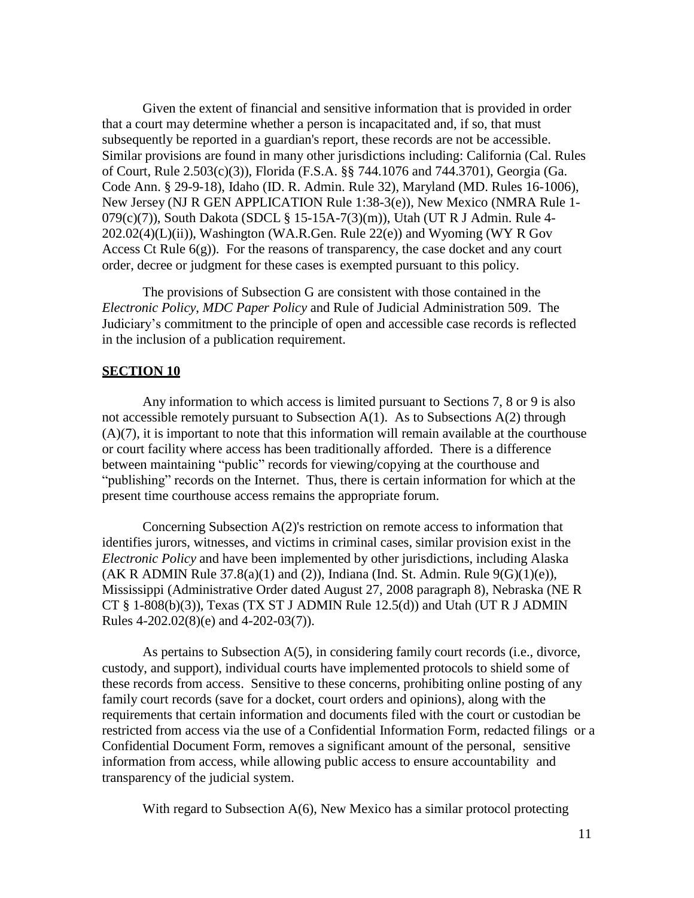Given the extent of financial and sensitive information that is provided in order that a court may determine whether a person is incapacitated and, if so, that must subsequently be reported in a guardian's report, these records are not be accessible. Similar provisions are found in many other jurisdictions including: California (Cal. Rules of Court, Rule 2.503(c)(3)), Florida (F.S.A. §§ 744.1076 and 744.3701), Georgia (Ga. Code Ann. § 29-9-18), Idaho (ID. R. Admin. Rule 32), Maryland (MD. Rules 16-1006), New Jersey (NJ R GEN APPLICATION Rule 1:38-3(e)), New Mexico (NMRA Rule 1-079(c)(7)), South Dakota (SDCL § 15-15A-7(3)(m)), Utah (UT R J Admin. Rule 4-202.02(4)(L)(ii)), Washington (WA.R.Gen. Rule 22(e)) and Wyoming (WY R Gov Access Ct Rule 6(g)). For the reasons of transparency, the case docket and any court order, decree or judgment for these cases is exempted pursuant to this policy.

The provisions of Subsection G are consistent with those contained in the *Electronic Policy*, *MDC Paper Policy* and Rule of Judicial Administration 509. The Judiciary's commitment to the principle of open and accessible case records is reflected in the inclusion of a publication requirement.

## SECTION 10

Any information to which access is limited pursuant to Sections 7, 8 or 9 is also not accessible remotely pursuant to Subsection A(1). As to Subsections A(2) through (A)(7), it is important to note that this information will remain available at the courthouse or court facility where access has been traditionally afforded. There is a difference between maintaining "public" records for viewing/copying at the courthouse and "publishing" records on the Internet. Thus, there is certain information for which at the present time courthouse access remains the appropriate forum.

Concerning Subsection A(2)'s restriction on remote access to information that identifies jurors, witnesses, and victims in criminal cases, similar provision exist in the *Electronic Policy* and have been implemented by other jurisdictions, including Alaska (AK R ADMIN Rule 37.8(a)(1) and (2)), Indiana (Ind. St. Admin. Rule 9(G)(1)(e)), Mississippi (Administrative Order dated August 27, 2008 paragraph 8), Nebraska (NE R CT § 1-808(b)(3)), Texas (TX ST J ADMIN Rule 12.5(d)) and Utah (UT R J ADMIN Rules 4-202.02(8)(e) and 4-202-03(7)).

As pertains to Subsection A(5), in considering family court records (i.e., divorce, custody, and support), individual courts have implemented protocols to shield some of these records from access. Sensitive to these concerns, prohibiting online posting of any family court records (save for a docket, court orders and opinions), along with the requirements that certain information and documents filed with the court or custodian be restricted from access via the use of a Confidential Information Form, redacted filings or a Confidential Document Form, removes a significant amount of the personal, sensitive information from access, while allowing public access to ensure accountability and transparency of the judicial system.

With regard to Subsection A(6), New Mexico has a similar protocol protecting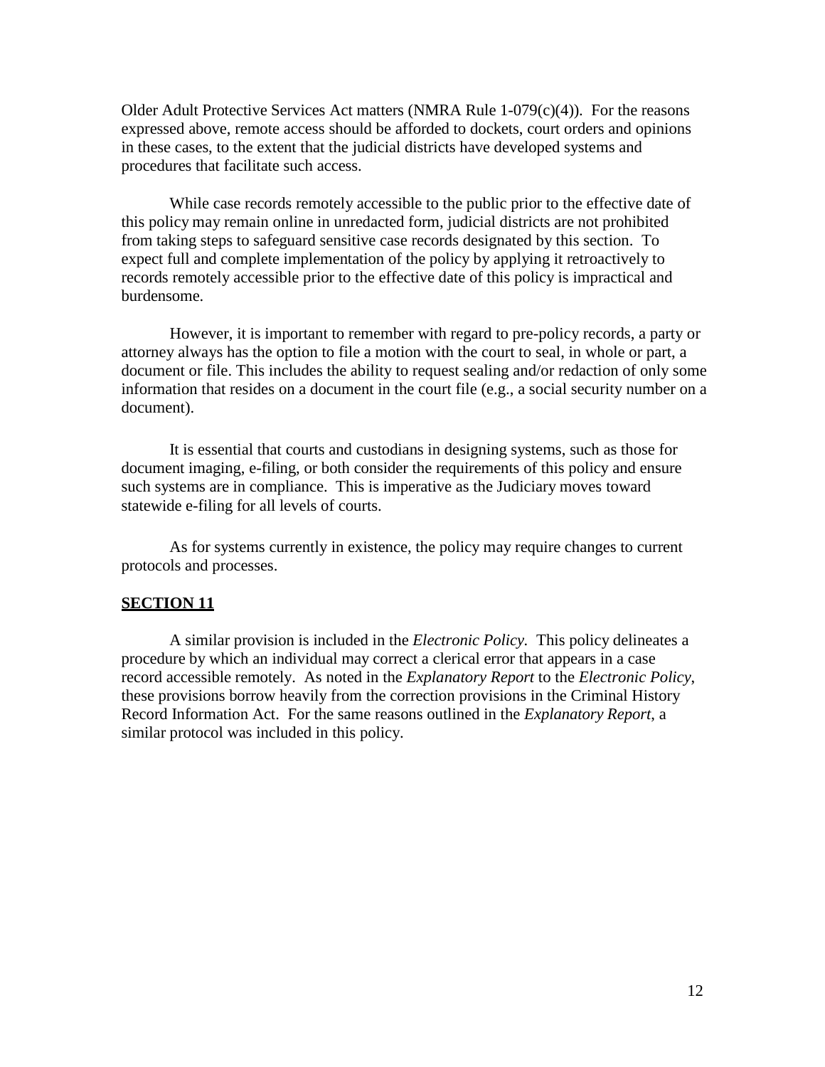Older Adult Protective Services Act matters (NMRA Rule 1-079(c)(4)). For the reasons expressed above, remote access should be afforded to dockets, court orders and opinions in these cases, to the extent that the judicial districts have developed systems and procedures that facilitate such access.

While case records remotely accessible to the public prior to the effective date of this policy may remain online in unredacted form, judicial districts are not prohibited from taking steps to safeguard sensitive case records designated by this section. To expect full and complete implementation of the policy by applying it retroactively to records remotely accessible prior to the effective date of this policy is impractical and burdensome.

However, it is important to remember with regard to pre-policy records, a party or attorney always has the option to file a motion with the court to seal, in whole or part, a document or file. This includes the ability to request sealing and/or redaction of only some information that resides on a document in the court file (e.g., a social security number on a document).

It is essential that courts and custodians in designing systems, such as those for document imaging, e-filing, or both consider the requirements of this policy and ensure such systems are in compliance. This is imperative as the Judiciary moves toward statewide e-filing for all levels of courts.

As for systems currently in existence, the policy may require changes to current protocols and processes.

## SECTION 11

A similar provision is included in the *Electronic Policy*. This policy delineates a procedure by which an individual may correct a clerical error that appears in a case record accessible remotely. As noted in the *Explanatory Report* to the *Electronic Policy*, these provisions borrow heavily from the correction provisions in the Criminal History Record Information Act. For the same reasons outlined in the *Explanatory Report*, a similar protocol was included in this policy.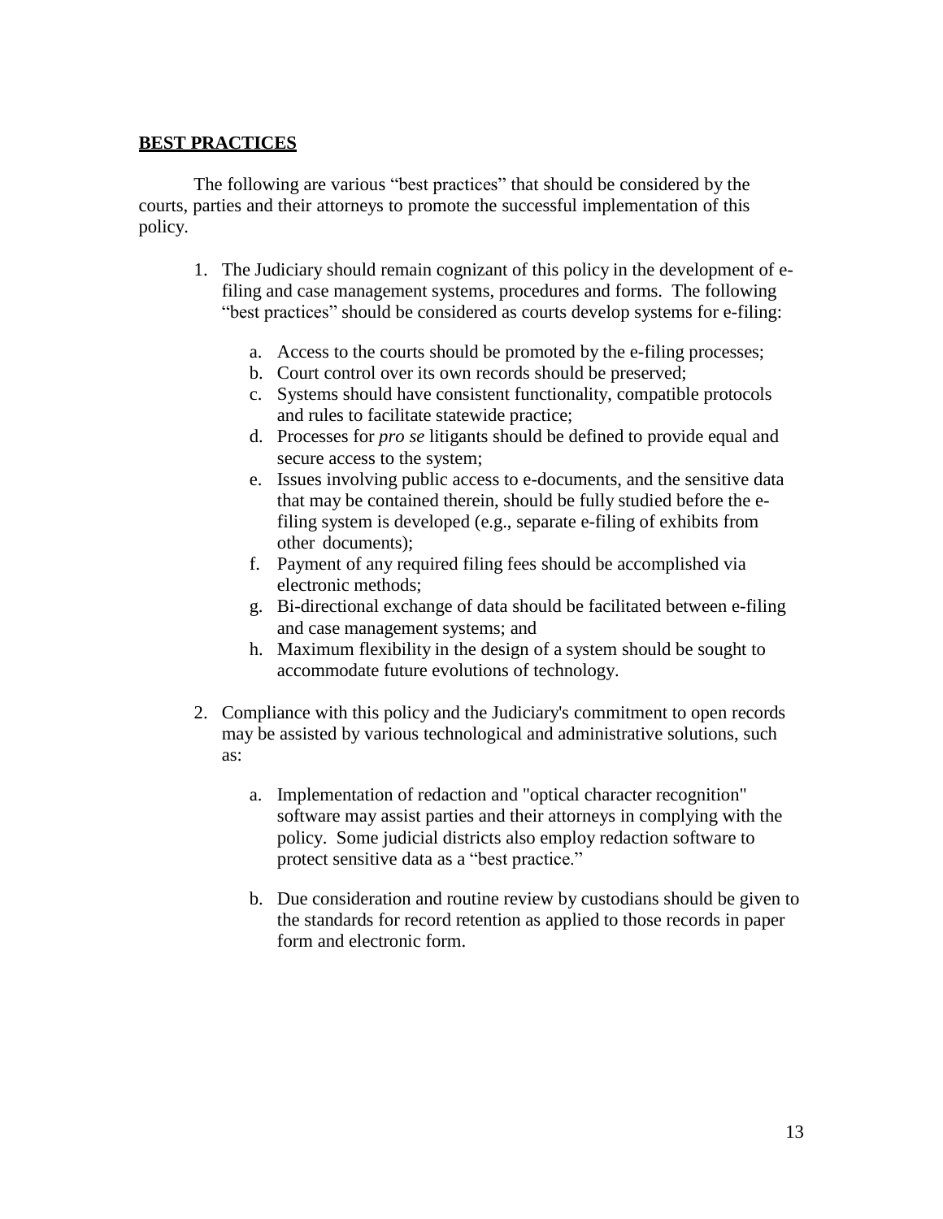## **BEST PRACTICES**

The following are various "best practices" that should be considered by the courts, parties and their attorneys to promote the successful implementation of this policy.

1. The Judiciary should remain cognizant of this policy in the development of e-filing and case management systems, procedures and forms. The following "best practices" should be considered as courts develop systems for e-filing:

    a. Access to the courts should be promoted by the e-filing processes;
    b. Court control over its own records should be preserved;
    c. Systems should have consistent functionality, compatible protocols and rules to facilitate statewide practice;
    d. Processes for *pro se* litigants should be defined to provide equal and secure access to the system;
    e. Issues involving public access to e-documents, and the sensitive data that may be contained therein, should be fully studied before the e-filing system is developed (e.g., separate e-filing of exhibits from other documents);
    f. Payment of any required filing fees should be accomplished via electronic methods;
    g. Bi-directional exchange of data should be facilitated between e-filing and case management systems; and
    h. Maximum flexibility in the design of a system should be sought to accommodate future evolutions of technology.

2. Compliance with this policy and the Judiciary's commitment to open records may be assisted by various technological and administrative solutions, such as:

    a. Implementation of redaction and "optical character recognition" software may assist parties and their attorneys in complying with the policy. Some judicial districts also employ redaction software to protect sensitive data as a "best practice."

    b. Due consideration and routine review by custodians should be given to the standards for record retention as applied to those records in paper form and electronic form.